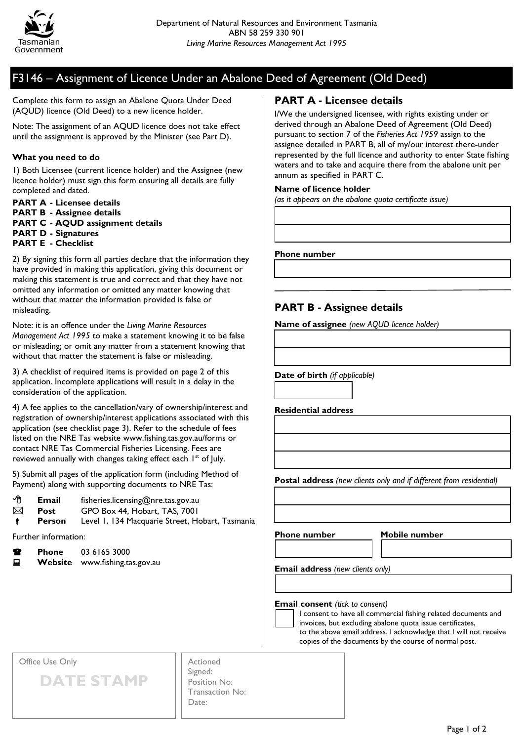Department of Natural Resources and Environment Tasmania
ABN 58 259 330 901
*Living Marine Resources Management Act 1995*

# F3146 – Assignment of Licence Under an Abalone Deed of Agreement (Old Deed)

Complete this form to assign an Abalone Quota Under Deed (AQUD) licence (Old Deed) to a new licence holder.

Note: The assignment of an AQUD licence does not take effect until the assignment is approved by the Minister (see Part D).

**What you need to do**

1) Both Licensee (current licence holder) and the Assignee (new licence holder) must sign this form ensuring all details are fully completed and dated.

**PART A - Licensee details**
**PART B - Assignee details**
**PART C - AQUD assignment details**
**PART D - Signatures**
**PART E - Checklist**

2) By signing this form all parties declare that the information they have provided in making this application, giving this document or making this statement is true and correct and that they have not omitted any information or omitted any matter knowing that without that matter the information provided is false or misleading.

Note: it is an offence under the *Living Marine Resources Management Act 1995* to make a statement knowing it to be false or misleading; or omit any matter from a statement knowing that without that matter the statement is false or misleading.

3) A checklist of required items is provided on page 2 of this application. Incomplete applications will result in a delay in the consideration of the application.

4) A fee applies to the cancellation/vary of ownership/interest and registration of ownership/interest applications associated with this application (see checklist page 3). Refer to the schedule of fees listed on the NRE Tas website www.fishing.tas.gov.au/forms or contact NRE Tas Commercial Fisheries Licensing. Fees are reviewed annually with changes taking effect each 1st of July.

5) Submit all pages of the application form (including Method of Payment) along with supporting documents to NRE Tas:

**Email** fisheries.licensing@nre.tas.gov.au
**Post** GPO Box 44, Hobart, TAS, 7001
**Person** Level 1, 134 Macquarie Street, Hobart, Tasmania

Further information:

**Phone** 03 6165 3000
**Website** www.fishing.tas.gov.au

## PART A - Licensee details

I/We the undersigned licensee, with rights existing under or derived through an Abalone Deed of Agreement (Old Deed) pursuant to section 7 of the *Fisheries Act 1959* assign to the assignee detailed in PART B, all of my/our interest there-under represented by the full licence and authority to enter State fishing waters and to take and acquire there from the abalone unit per annum as specified in PART C.

**Name of licence holder**
*(as it appears on the abalone quota certificate issue)*

**Phone number**

## PART B - Assignee details

**Name of assignee** *(new AQUD licence holder)*

**Date of birth** *(if applicable)*

**Residential address**

**Postal address** *(new clients only and if different from residential)*

**Phone number** | **Mobile number**

**Email address** *(new clients only)*

**Email consent** *(tick to consent)*

☐ I consent to have all commercial fishing related documents and invoices, but excluding abalone quota issue certificates, to the above email address. I acknowledge that I will not receive copies of the documents by the course of normal post.

Office Use Only
**DATE STAMP**

Actioned
Signed:
Position No:
Transaction No:
Date: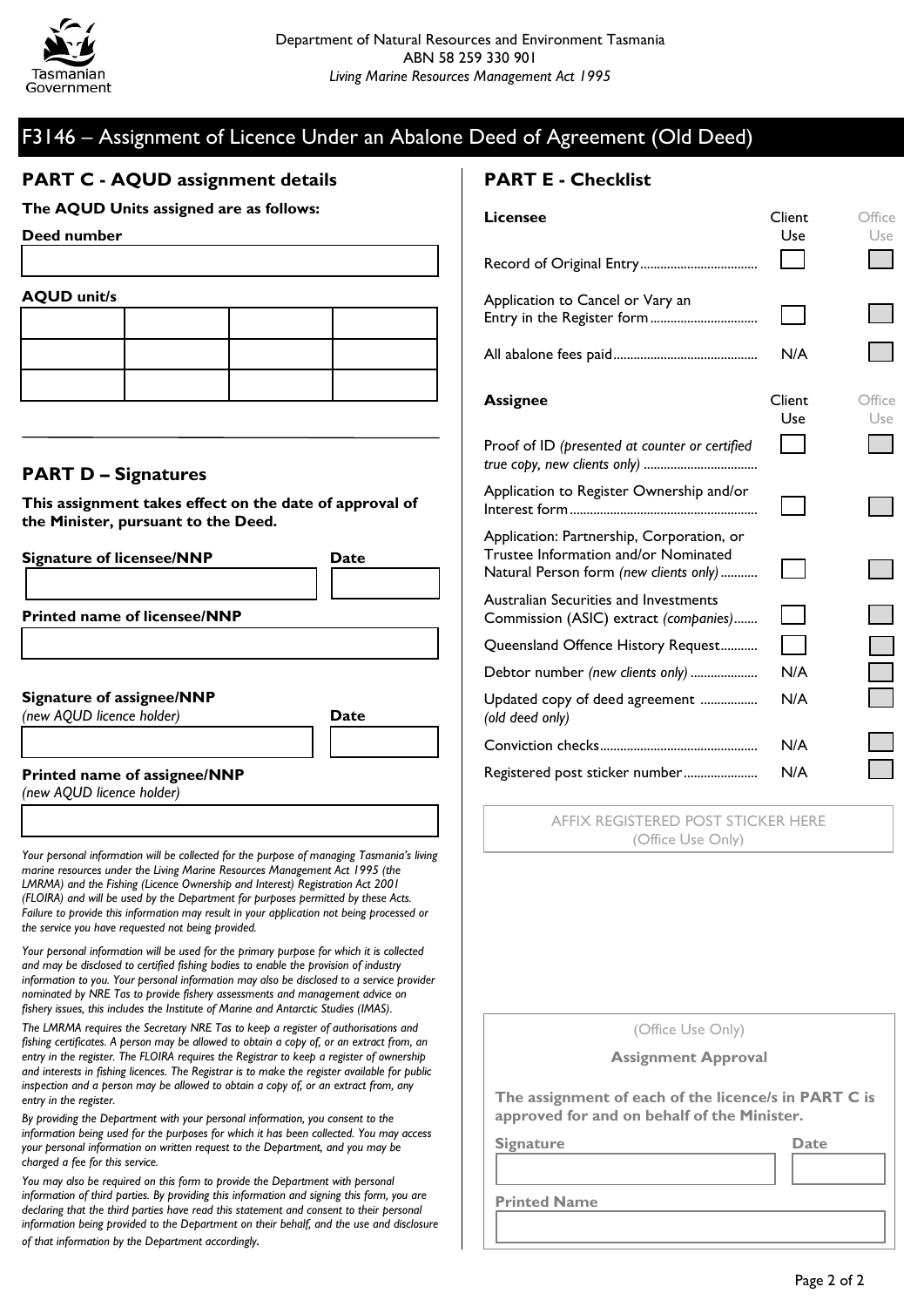Department of Natural Resources and Environment Tasmania
ABN 58 259 330 901
*Living Marine Resources Management Act 1995*

# F3146 – Assignment of Licence Under an Abalone Deed of Agreement (Old Deed)

## PART C - AQUD assignment details

**The AQUD Units assigned are as follows:**

**Deed number**

**AQUD unit/s**

| | | | |
|---|---|---|---|
| | | | |
| | | | |
| | | | |

## PART D – Signatures

**This assignment takes effect on the date of approval of the Minister, pursuant to the Deed.**

**Signature of licensee/NNP** | **Date**

**Printed name of licensee/NNP**

**Signature of assignee/NNP**
*(new AQUD licence holder)* | **Date**

**Printed name of assignee/NNP**
*(new AQUD licence holder)*

*Your personal information will be collected for the purpose of managing Tasmania's living marine resources under the Living Marine Resources Management Act 1995 (the LMRMA) and the Fishing (Licence Ownership and Interest) Registration Act 2001 (FLOIRA) and will be used by the Department for purposes permitted by these Acts. Failure to provide this information may result in your application not being processed or the service you have requested not being provided.*

*Your personal information will be used for the primary purpose for which it is collected and may be disclosed to certified fishing bodies to enable the provision of industry information to you. Your personal information may also be disclosed to a service provider nominated by NRE Tas to provide fishery assessments and management advice on fishery issues, this includes the Institute of Marine and Antarctic Studies (IMAS).*

*The LMRMA requires the Secretary NRE Tas to keep a register of authorisations and fishing certificates. A person may be allowed to obtain a copy of, or an extract from, an entry in the register. The FLOIRA requires the Registrar to keep a register of ownership and interests in fishing licences. The Registrar is to make the register available for public inspection and a person may be allowed to obtain a copy of, or an extract from, any entry in the register.*

*By providing the Department with your personal information, you consent to the information being used for the purposes for which it has been collected. You may access your personal information on written request to the Department, and you may be charged a fee for this service.*

*You may also be required on this form to provide the Department with personal information of third parties. By providing this information and signing this form, you are declaring that the third parties have read this statement and consent to their personal information being provided to the Department on their behalf, and the use and disclosure of that information by the Department accordingly.*

## PART E - Checklist

| **Licensee** | Client Use | Office Use |
|---|---|---|
| Record of Original Entry | ☐ | ☐ |
| Application to Cancel or Vary an Entry in the Register form | ☐ | ☐ |
| All abalone fees paid | N/A | ☐ |

| **Assignee** | Client Use | Office Use |
|---|---|---|
| Proof of ID *(presented at counter or certified true copy, new clients only)* | ☐ | ☐ |
| Application to Register Ownership and/or Interest form | ☐ | ☐ |
| Application: Partnership, Corporation, or Trustee Information and/or Nominated Natural Person form *(new clients only)* | ☐ | ☐ |
| Australian Securities and Investments Commission (ASIC) extract *(companies)* | ☐ | ☐ |
| Queensland Offence History Request | ☐ | ☐ |
| Debtor number *(new clients only)* | N/A | ☐ |
| Updated copy of deed agreement *(old deed only)* | N/A | ☐ |
| Conviction checks | N/A | ☐ |
| Registered post sticker number | N/A | ☐ |

AFFIX REGISTERED POST STICKER HERE
(Office Use Only)

(Office Use Only)

**Assignment Approval**

**The assignment of each of the licence/s in PART C is approved for and on behalf of the Minister.**

**Signature** | **Date**

**Printed Name**